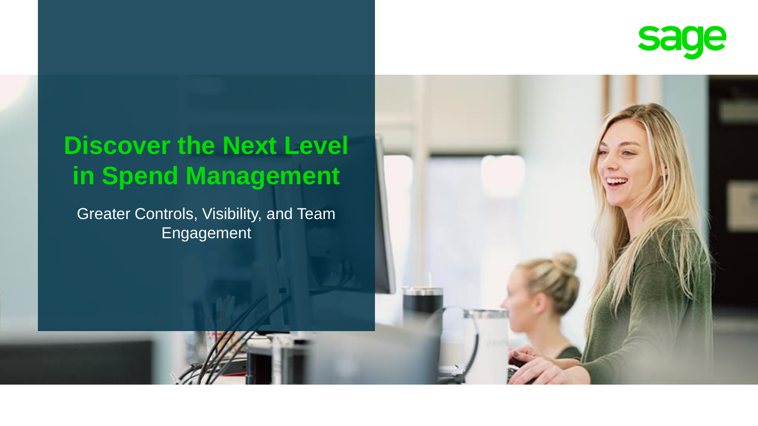sage

# Discover the Next Level in Spend Management

Greater Controls, Visibility, and Team Engagement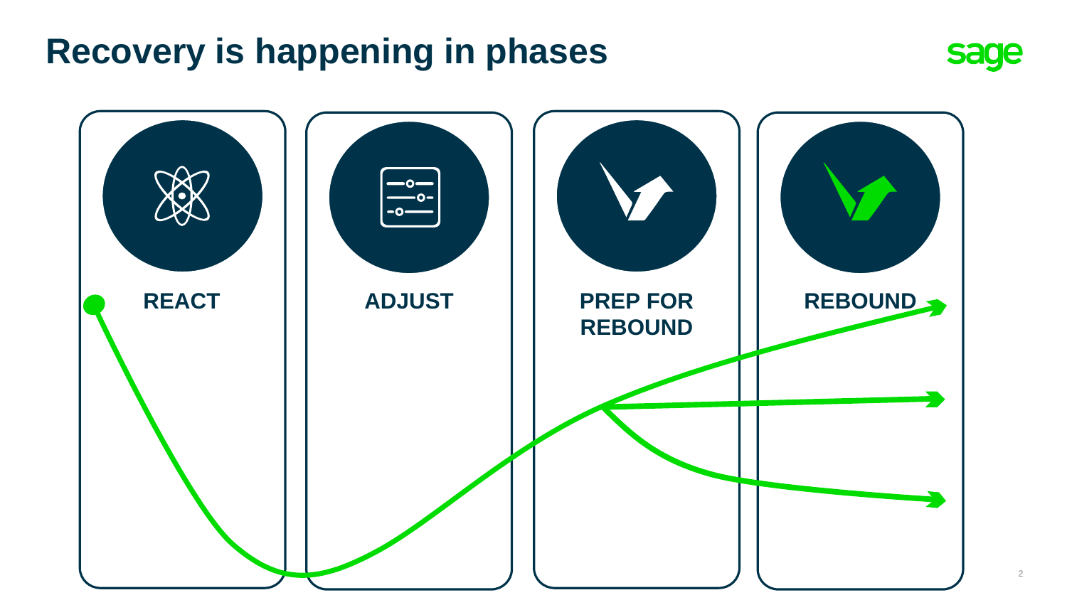# Recovery is happening in phases

REACT

ADJUST

PREP FOR REBOUND

REBOUND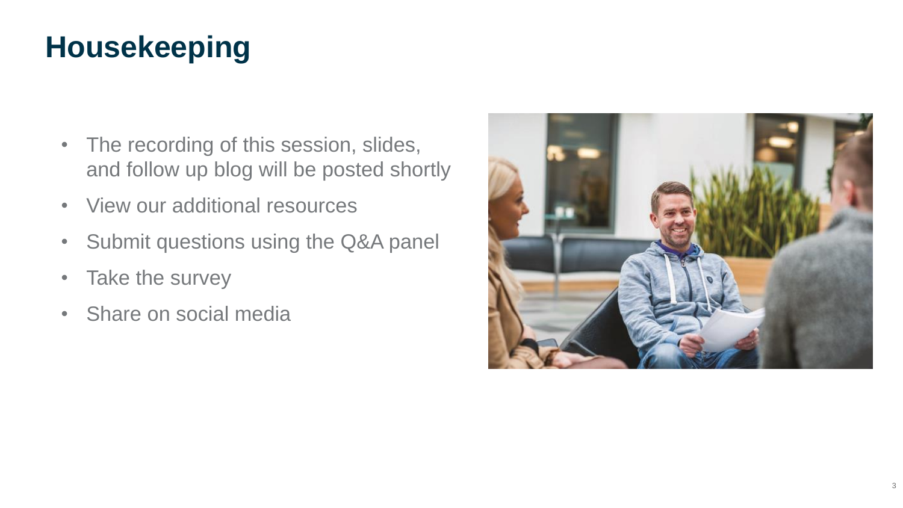# Housekeeping

- The recording of this session, slides, and follow up blog will be posted shortly
- View our additional resources
- Submit questions using the Q&A panel
- Take the survey
- Share on social media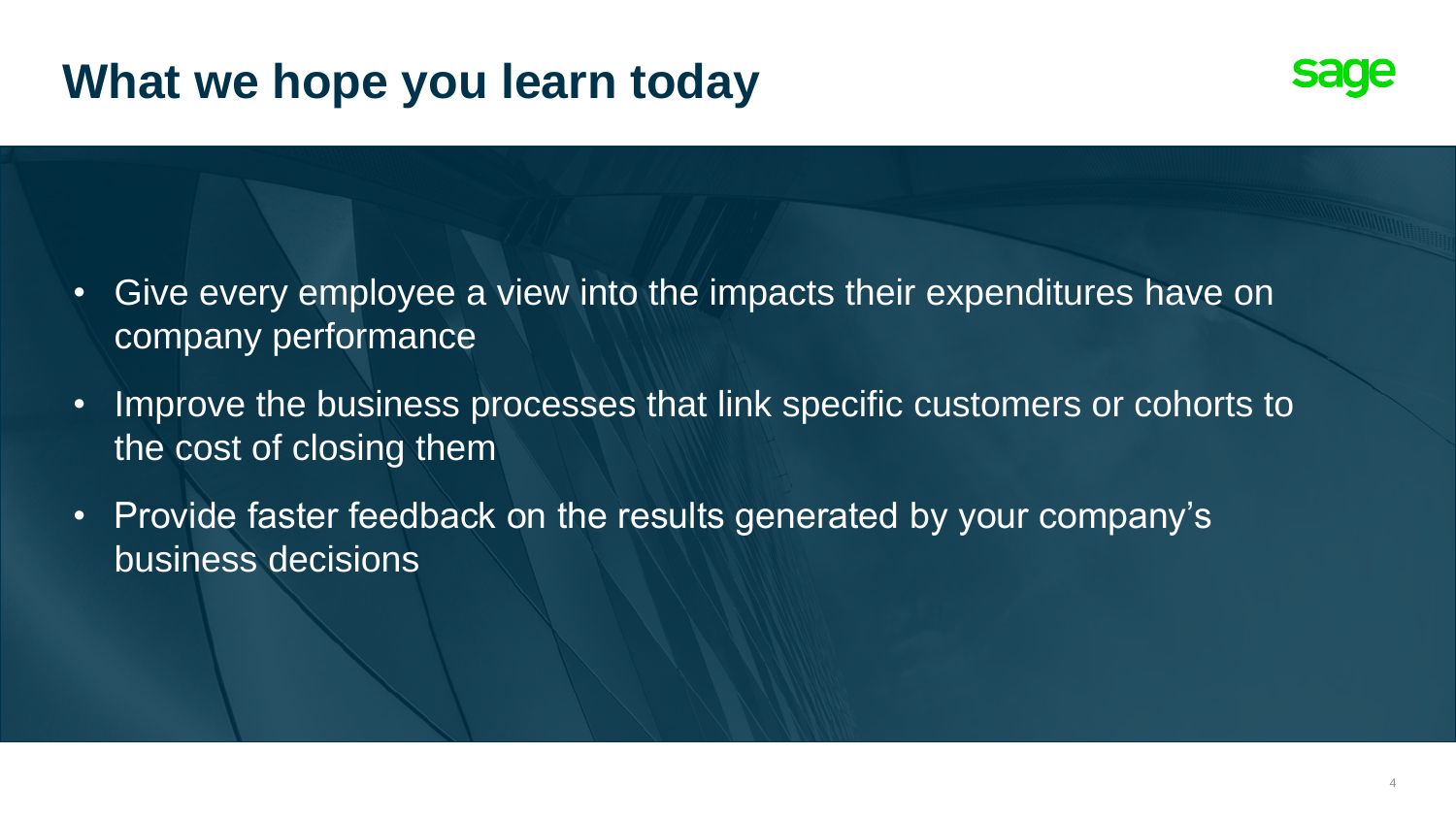# What we hope you learn today

- Give every employee a view into the impacts their expenditures have on company performance
- Improve the business processes that link specific customers or cohorts to the cost of closing them
- Provide faster feedback on the results generated by your company's business decisions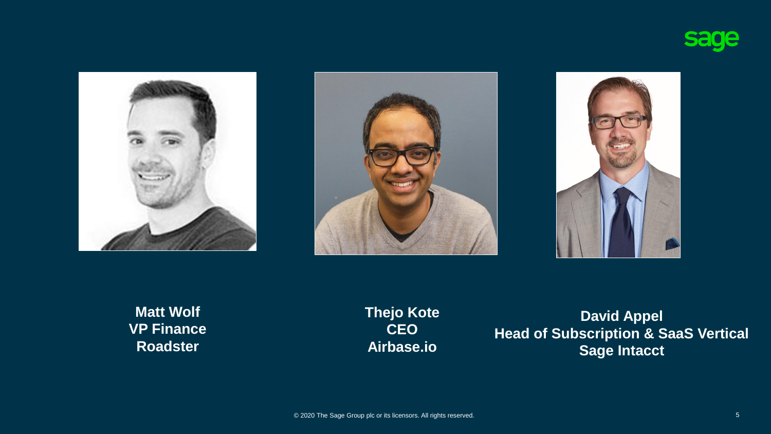**Matt Wolf**
**VP Finance**
**Roadster**

**Thejo Kote**
**CEO**
**Airbase.io**

**David Appel**
**Head of Subscription & SaaS Vertical**
**Sage Intacct**

© 2020 The Sage Group plc or its licensors. All rights reserved.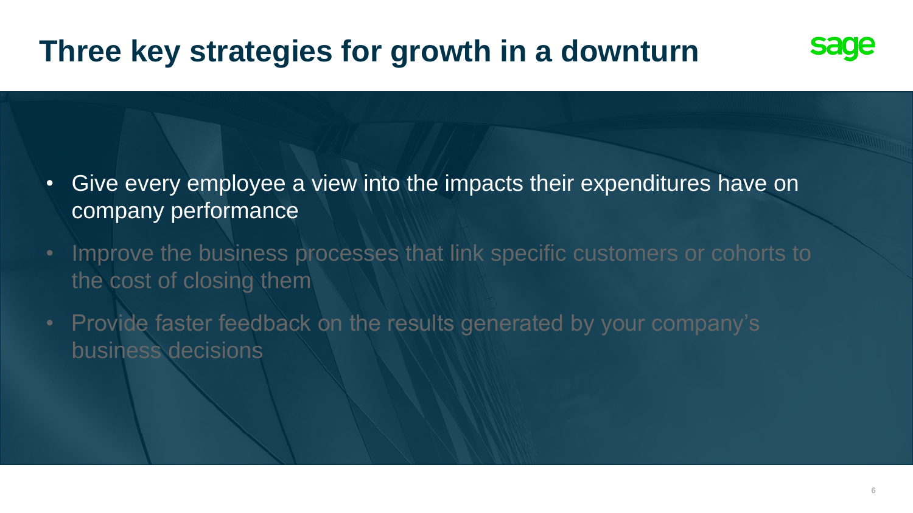# Three key strategies for growth in a downturn

- Give every employee a view into the impacts their expenditures have on company performance
- Improve the business processes that link specific customers or cohorts to the cost of closing them
- Provide faster feedback on the results generated by your company's business decisions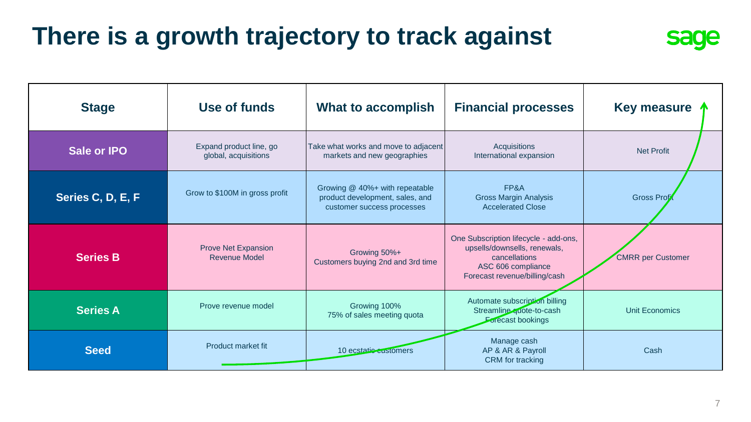# There is a growth trajectory to track against

| Stage | Use of funds | What to accomplish | Financial processes | Key measure |
|---|---|---|---|---|
| Sale or IPO | Expand product line, go global, acquisitions | Take what works and move to adjacent markets and new geographies | Acquisitions<br>International expansion | Net Profit |
| Series C, D, E, F | Grow to $100M in gross profit | Growing @ 40%+ with repeatable product development, sales, and customer success processes | FP&A<br>Gross Margin Analysis<br>Accelerated Close | Gross Profit |
| Series B | Prove Net Expansion Revenue Model | Growing 50%+<br>Customers buying 2nd and 3rd time | One Subscription lifecycle - add-ons, upsells/downsells, renewals, cancellations<br>ASC 606 compliance<br>Forecast revenue/billing/cash | CMRR per Customer |
| Series A | Prove revenue model | Growing 100%<br>75% of sales meeting quota | Automate subscription billing<br>Streamline quote-to-cash<br>Forecast bookings | Unit Economics |
| Seed | Product market fit | 10 ecstatic customers | Manage cash<br>AP & AR & Payroll<br>CRM for tracking | Cash |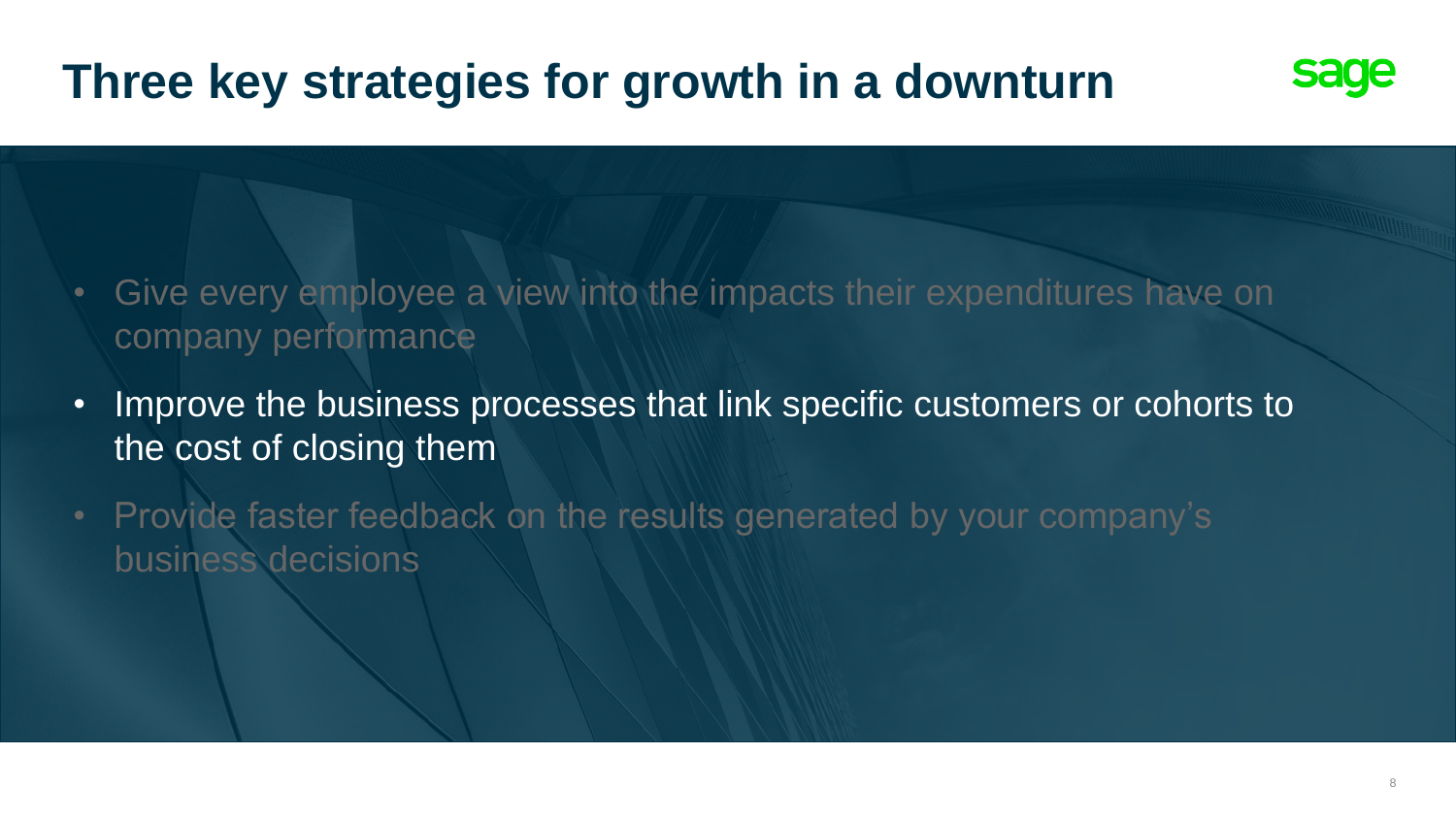# Three key strategies for growth in a downturn

- Give every employee a view into the impacts their expenditures have on company performance
- Improve the business processes that link specific customers or cohorts to the cost of closing them
- Provide faster feedback on the results generated by your company's business decisions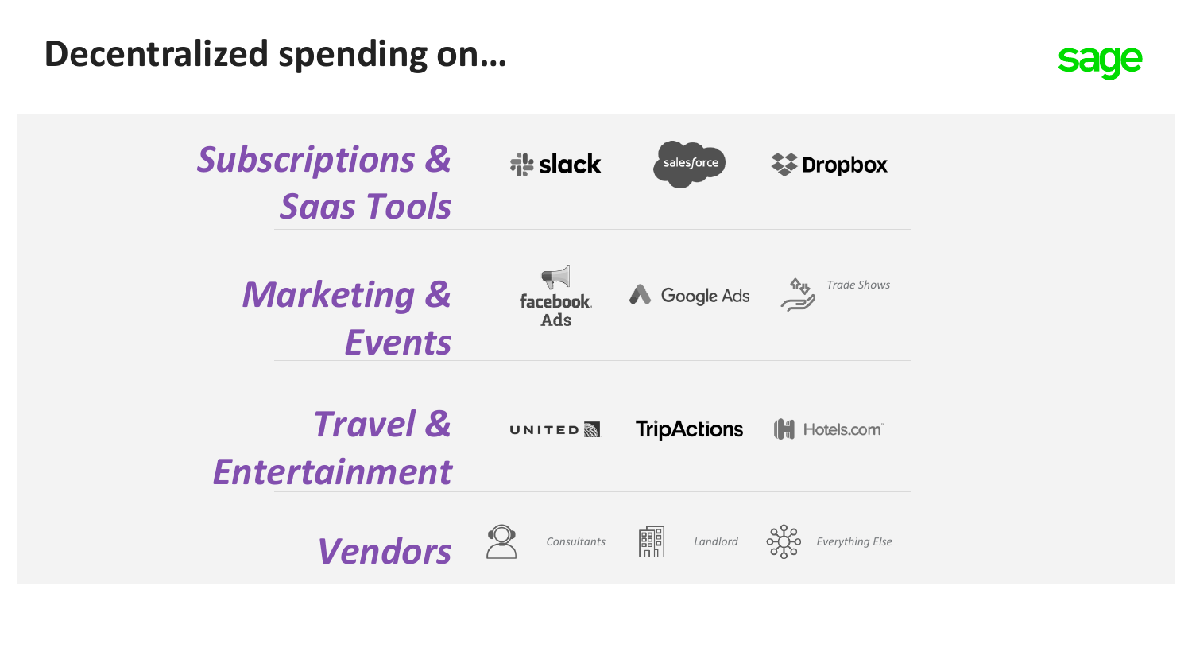# Decentralized spending on…

sage

| | | | |
|---|---|---|---|
| ***Subscriptions & Saas Tools*** | slack | salesforce | Dropbox |
| ***Marketing & Events*** | facebook Ads | Google Ads | *Trade Shows* |
| ***Travel & Entertainment*** | UNITED | TripActions | Hotels.com |
| ***Vendors*** | *Consultants* | *Landlord* | *Everything Else* |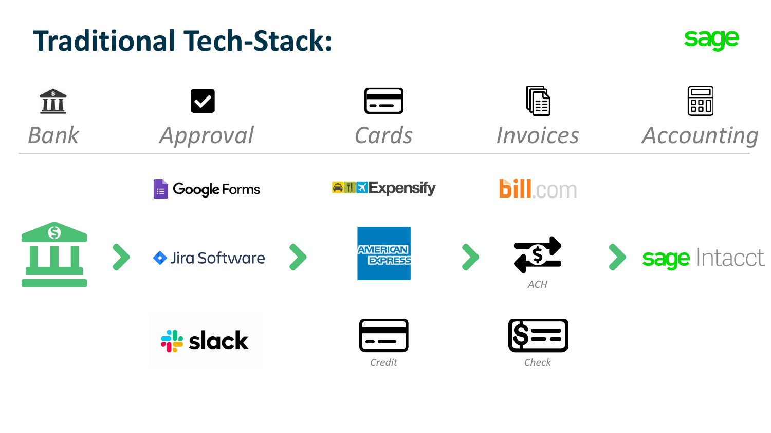# Traditional Tech-Stack:

sage

| Bank | Approval | Cards | Invoices | Accounting |
| --- | --- | --- | --- | --- |
| | Google Forms | Expensify | bill.com | |
| | Jira Software | American Express | ACH | sage Intacct |
| | slack | Credit | Check | |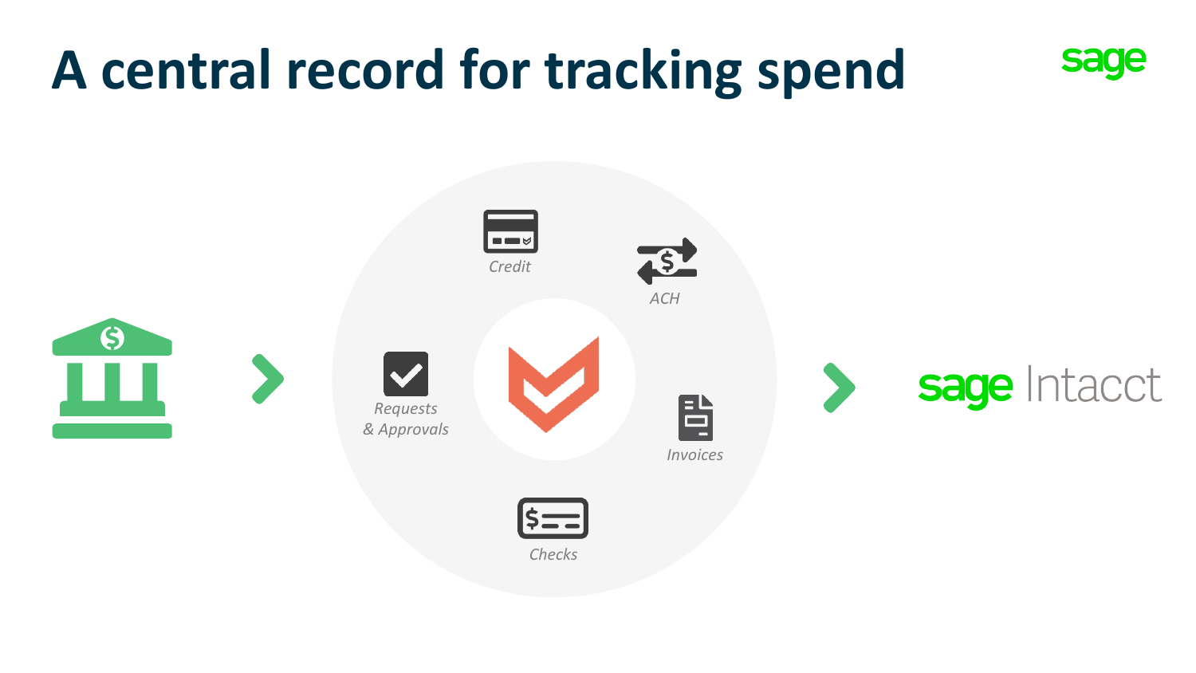# A central record for tracking spend

sage

Credit

ACH

Requests & Approvals

Invoices

Checks

sage Intacct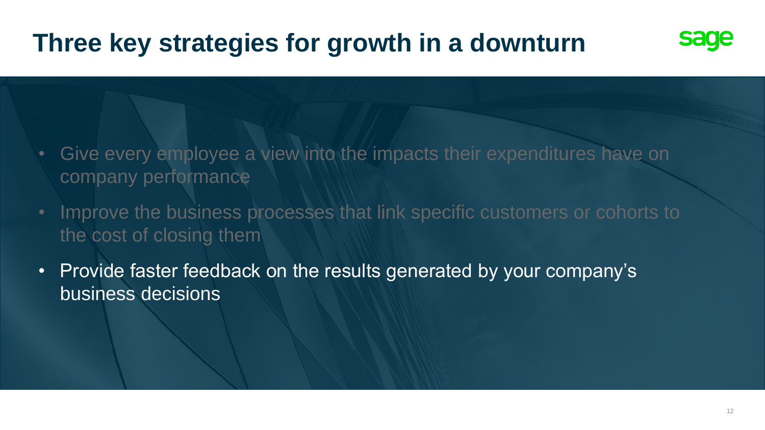# Three key strategies for growth in a downturn

- Give every employee a view into the impacts their expenditures have on company performance
- Improve the business processes that link specific customers or cohorts to the cost of closing them
- Provide faster feedback on the results generated by your company's business decisions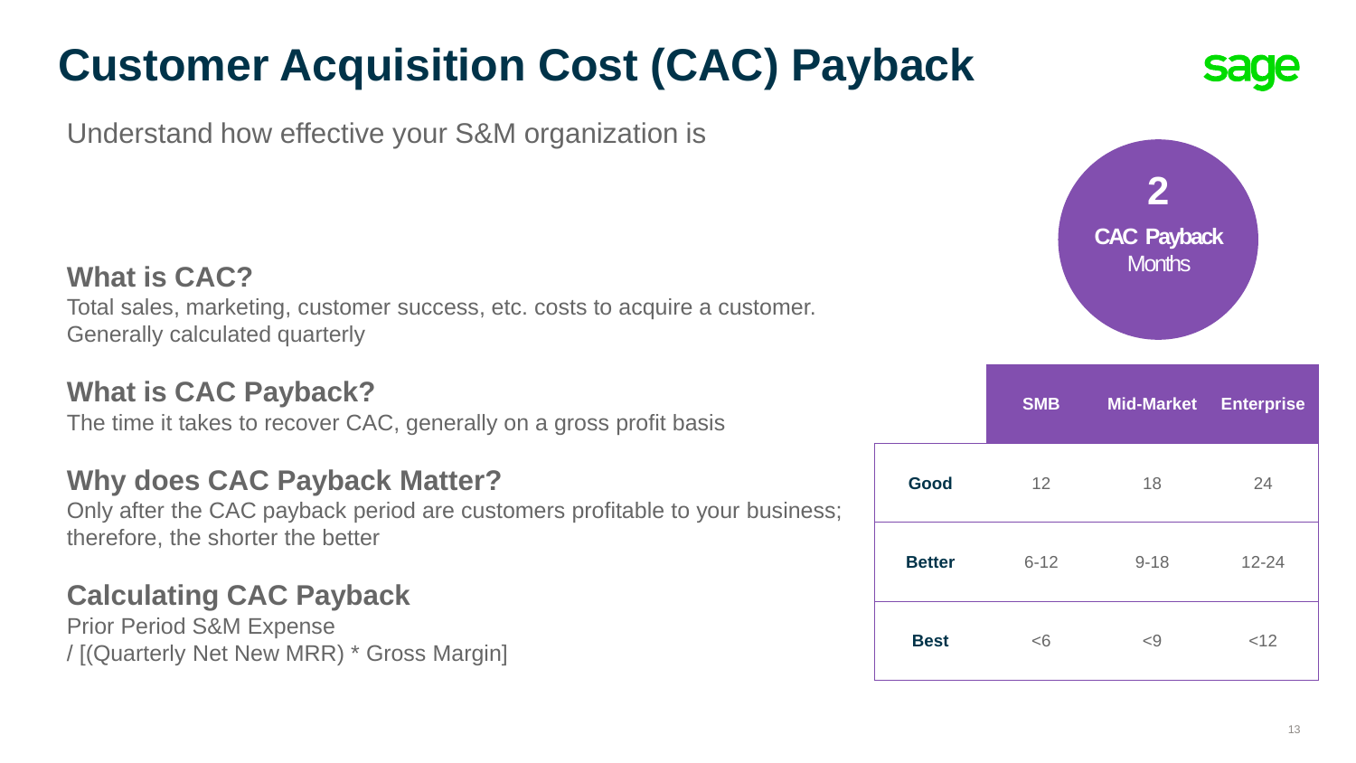# Customer Acquisition Cost (CAC) Payback

Understand how effective your S&M organization is

**2**
**CAC Payback**
Months

### What is CAC?

Total sales, marketing, customer success, etc. costs to acquire a customer. Generally calculated quarterly

### What is CAC Payback?

The time it takes to recover CAC, generally on a gross profit basis

### Why does CAC Payback Matter?

Only after the CAC payback period are customers profitable to your business; therefore, the shorter the better

### Calculating CAC Payback

Prior Period S&M Expense
/ [(Quarterly Net New MRR) * Gross Margin]

| | SMB | Mid-Market | Enterprise |
|---|---|---|---|
| **Good** | 12 | 18 | 24 |
| **Better** | 6-12 | 9-18 | 12-24 |
| **Best** | <6 | <9 | <12 |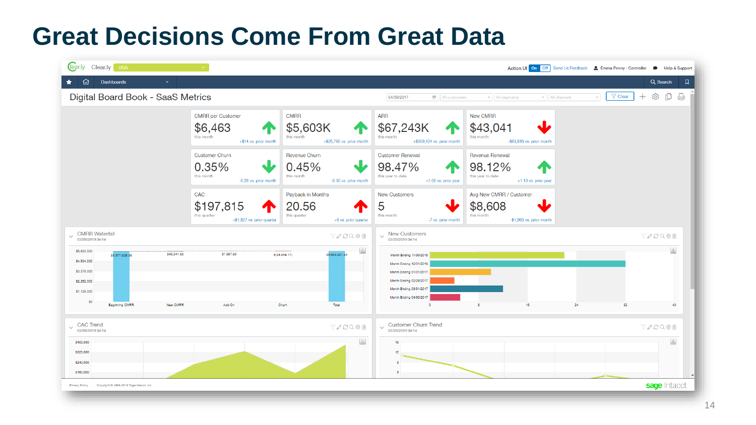# Great Decisions Come From Great Data

Clear.ly  USA

Action UI On Off  Send Us Feedback  Emma Penny - Controller  Help & Support

Dashboards  Search

## Digital Board Book - SaaS Metrics

04/30/2017  All customers  All segments  All channels  Clear

| Metric | Value | Period | Change |
|---|---|---|---|
| CMRR per Customer | $6,463 | this month | +$14 vs. prior month |
| CMRR | $5,603K | this month | +$26,785 vs. prior month |
| ARR | $67,243K | this month | +$809,424 vs. prior month |
| New CMRR | $43,041 | this month | -$83,816 vs. prior month |
| Customer Churn | 0.35% | this month | -0.28 vs. prior month |
| Revenue Churn | 0.45% | this month | -0.30 vs. prior month |
| Customer Renewal | 98.47% | this year to date | +1.06 vs. prior year |
| Revenue Renewal | 98.12% | this year to date | +1.10 vs. prior year |
| CAC | $197,815 | this quarter | +$1,827 vs. prior quarter |
| Payback in Months | 20.56 | this quarter | +6 vs. prior quarter |
| New Customers | 5 | this month | -7 vs. prior month |
| Avg New CMRR / Customer | $8,608 | this month | -$1,963 vs. prior month |

### CMRR Waterfall
03/29/2019 04:14

Beginning CMRR $5,577,835.96; New CMRR $43,041.66; Add On $7,597.90; Churn $(24,854.17); Total $5,603,621.25

### New Customers
03/29/2019 04:14

Month Ending 11/30/2016; Month Ending 12/31/2016; Month Ending 01/31/2017; Month Ending 02/28/2017; Month Ending 03/31/2017; Month Ending 04/30/2017

### CAC Trend
03/29/2019 04:14

### Customer Churn Trend
03/29/2019 04:14

Privacy Policy  Copyright © 1999-2019 Sage Intacct, Inc.  sage Intacct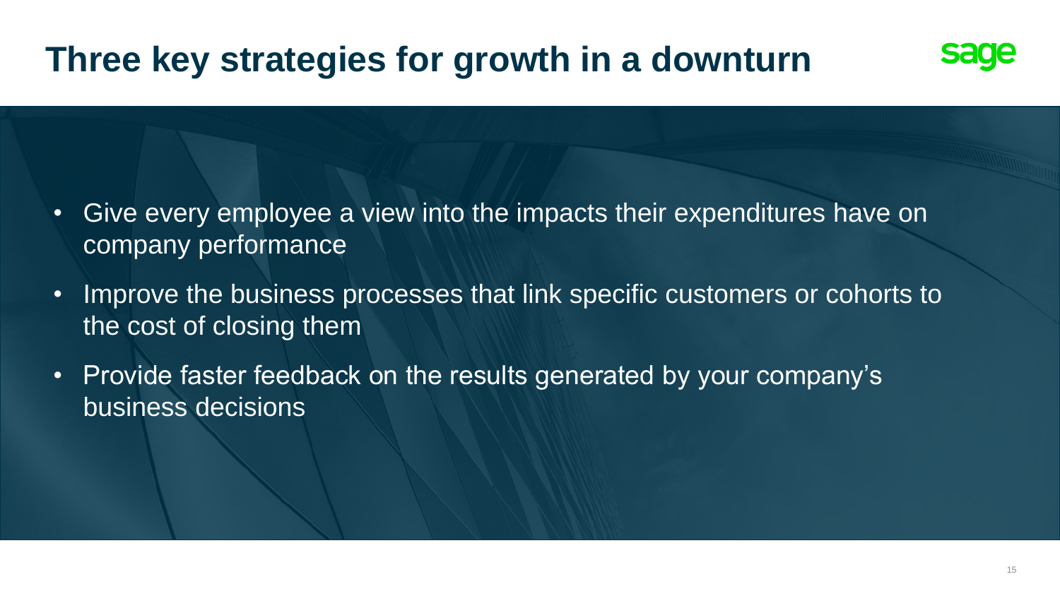# Three key strategies for growth in a downturn

- Give every employee a view into the impacts their expenditures have on company performance
- Improve the business processes that link specific customers or cohorts to the cost of closing them
- Provide faster feedback on the results generated by your company's business decisions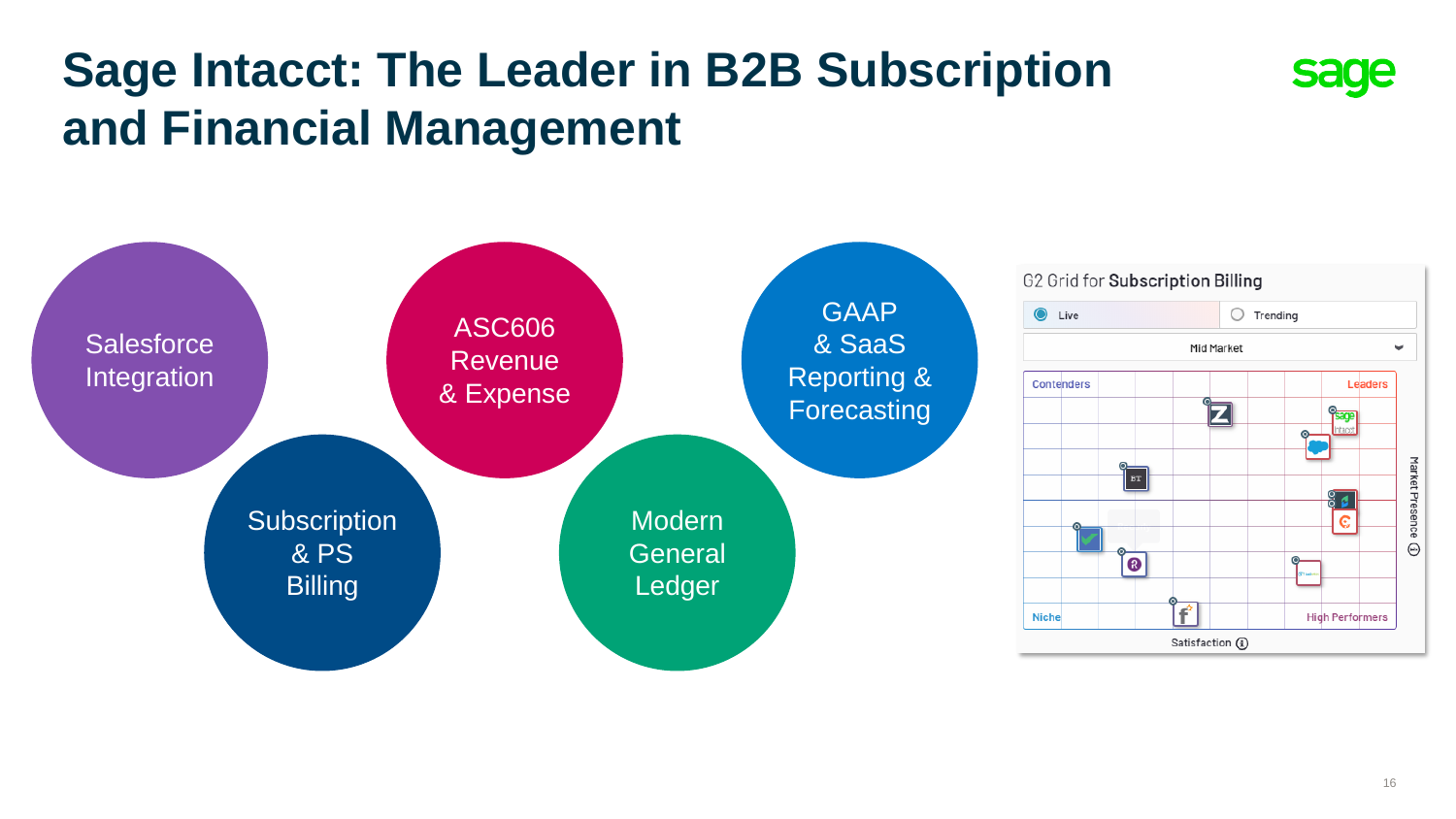# Sage Intacct: The Leader in B2B Subscription and Financial Management

- Salesforce Integration
- Subscription & PS Billing
- ASC606 Revenue & Expense
- Modern General Ledger
- GAAP & SaaS Reporting & Forecasting

G2 Grid for **Subscription Billing**

Live | Trending

Mid Market

Contenders | Leaders

Niche | High Performers

Market Presence

Satisfaction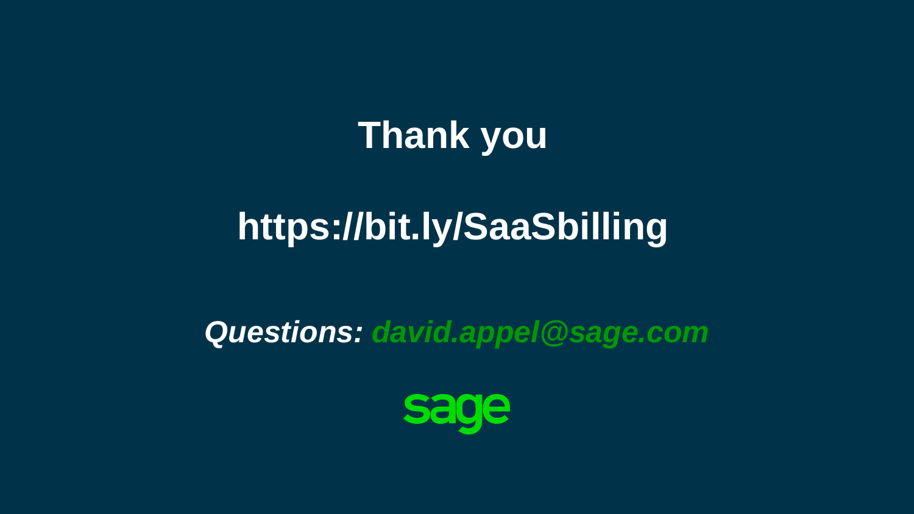# Thank you

## https://bit.ly/SaaSbilling

***Questions: david.appel@sage.com***

sage